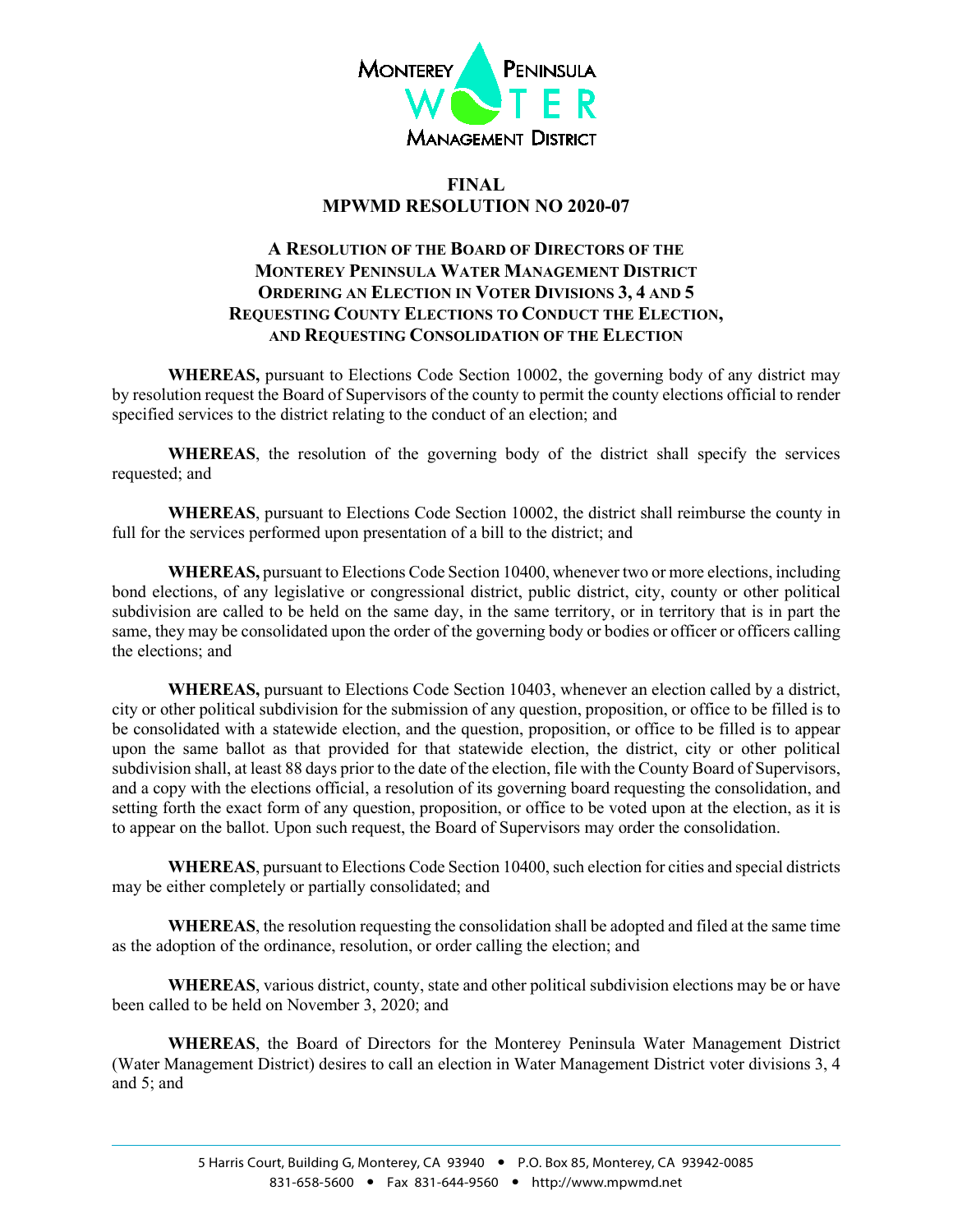# FINAL
# MPWMD RESOLUTION NO 2020-07

## A RESOLUTION OF THE BOARD OF DIRECTORS OF THE MONTEREY PENINSULA WATER MANAGEMENT DISTRICT ORDERING AN ELECTION IN VOTER DIVISIONS 3, 4 AND 5 REQUESTING COUNTY ELECTIONS TO CONDUCT THE ELECTION, AND REQUESTING CONSOLIDATION OF THE ELECTION

**WHEREAS,** pursuant to Elections Code Section 10002, the governing body of any district may by resolution request the Board of Supervisors of the county to permit the county elections official to render specified services to the district relating to the conduct of an election; and

**WHEREAS**, the resolution of the governing body of the district shall specify the services requested; and

**WHEREAS**, pursuant to Elections Code Section 10002, the district shall reimburse the county in full for the services performed upon presentation of a bill to the district; and

**WHEREAS,** pursuant to Elections Code Section 10400, whenever two or more elections, including bond elections, of any legislative or congressional district, public district, city, county or other political subdivision are called to be held on the same day, in the same territory, or in territory that is in part the same, they may be consolidated upon the order of the governing body or bodies or officer or officers calling the elections; and

**WHEREAS,** pursuant to Elections Code Section 10403, whenever an election called by a district, city or other political subdivision for the submission of any question, proposition, or office to be filled is to be consolidated with a statewide election, and the question, proposition, or office to be filled is to appear upon the same ballot as that provided for that statewide election, the district, city or other political subdivision shall, at least 88 days prior to the date of the election, file with the County Board of Supervisors, and a copy with the elections official, a resolution of its governing board requesting the consolidation, and setting forth the exact form of any question, proposition, or office to be voted upon at the election, as it is to appear on the ballot. Upon such request, the Board of Supervisors may order the consolidation.

**WHEREAS**, pursuant to Elections Code Section 10400, such election for cities and special districts may be either completely or partially consolidated; and

**WHEREAS**, the resolution requesting the consolidation shall be adopted and filed at the same time as the adoption of the ordinance, resolution, or order calling the election; and

**WHEREAS**, various district, county, state and other political subdivision elections may be or have been called to be held on November 3, 2020; and

**WHEREAS**, the Board of Directors for the Monterey Peninsula Water Management District (Water Management District) desires to call an election in Water Management District voter divisions 3, 4 and 5; and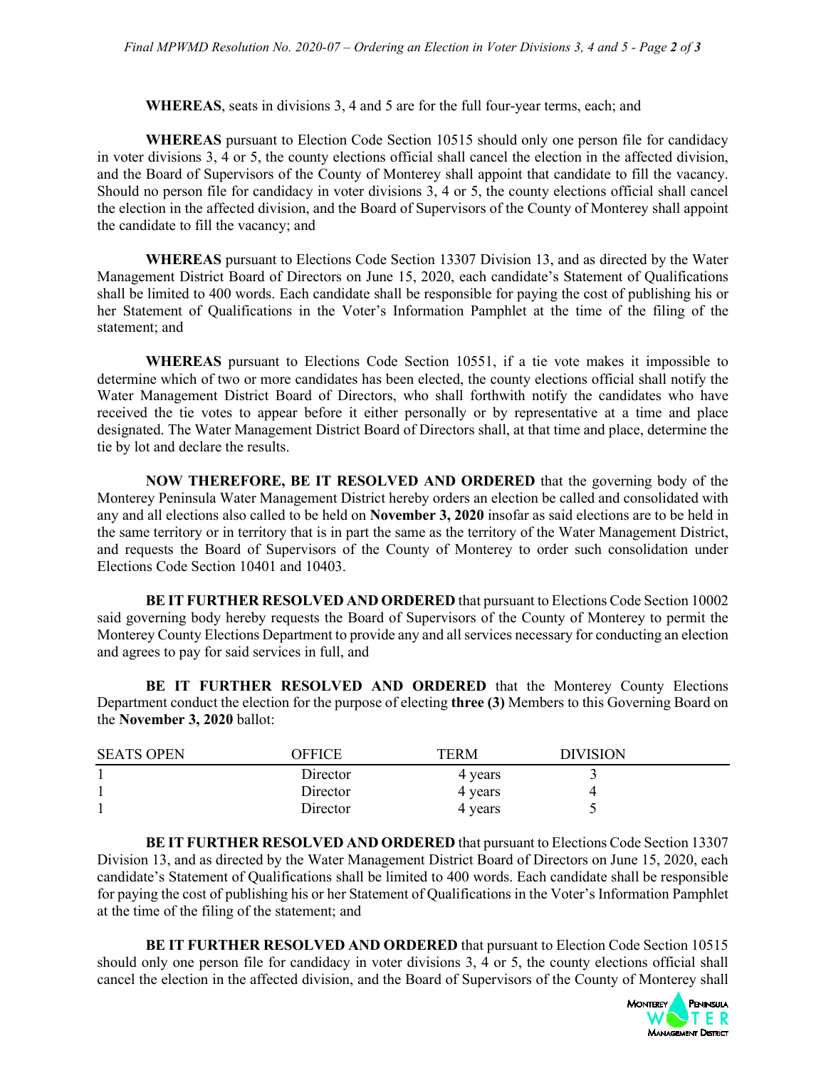**WHEREAS**, seats in divisions 3, 4 and 5 are for the full four-year terms, each; and

**WHEREAS** pursuant to Election Code Section 10515 should only one person file for candidacy in voter divisions 3, 4 or 5, the county elections official shall cancel the election in the affected division, and the Board of Supervisors of the County of Monterey shall appoint that candidate to fill the vacancy. Should no person file for candidacy in voter divisions 3, 4 or 5, the county elections official shall cancel the election in the affected division, and the Board of Supervisors of the County of Monterey shall appoint the candidate to fill the vacancy; and

**WHEREAS** pursuant to Elections Code Section 13307 Division 13, and as directed by the Water Management District Board of Directors on June 15, 2020, each candidate's Statement of Qualifications shall be limited to 400 words. Each candidate shall be responsible for paying the cost of publishing his or her Statement of Qualifications in the Voter's Information Pamphlet at the time of the filing of the statement; and

**WHEREAS** pursuant to Elections Code Section 10551, if a tie vote makes it impossible to determine which of two or more candidates has been elected, the county elections official shall notify the Water Management District Board of Directors, who shall forthwith notify the candidates who have received the tie votes to appear before it either personally or by representative at a time and place designated. The Water Management District Board of Directors shall, at that time and place, determine the tie by lot and declare the results.

**NOW THEREFORE, BE IT RESOLVED AND ORDERED** that the governing body of the Monterey Peninsula Water Management District hereby orders an election be called and consolidated with any and all elections also called to be held on **November 3, 2020** insofar as said elections are to be held in the same territory or in territory that is in part the same as the territory of the Water Management District, and requests the Board of Supervisors of the County of Monterey to order such consolidation under Elections Code Section 10401 and 10403.

**BE IT FURTHER RESOLVED AND ORDERED** that pursuant to Elections Code Section 10002 said governing body hereby requests the Board of Supervisors of the County of Monterey to permit the Monterey County Elections Department to provide any and all services necessary for conducting an election and agrees to pay for said services in full, and

**BE IT FURTHER RESOLVED AND ORDERED** that the Monterey County Elections Department conduct the election for the purpose of electing **three (3)** Members to this Governing Board on the **November 3, 2020** ballot:

| SEATS OPEN | OFFICE | TERM | DIVISION |
|---|---|---|---|
| 1 | Director | 4 years | 3 |
| 1 | Director | 4 years | 4 |
| 1 | Director | 4 years | 5 |

**BE IT FURTHER RESOLVED AND ORDERED** that pursuant to Elections Code Section 13307 Division 13, and as directed by the Water Management District Board of Directors on June 15, 2020, each candidate's Statement of Qualifications shall be limited to 400 words. Each candidate shall be responsible for paying the cost of publishing his or her Statement of Qualifications in the Voter's Information Pamphlet at the time of the filing of the statement; and

**BE IT FURTHER RESOLVED AND ORDERED** that pursuant to Election Code Section 10515 should only one person file for candidacy in voter divisions 3, 4 or 5, the county elections official shall cancel the election in the affected division, and the Board of Supervisors of the County of Monterey shall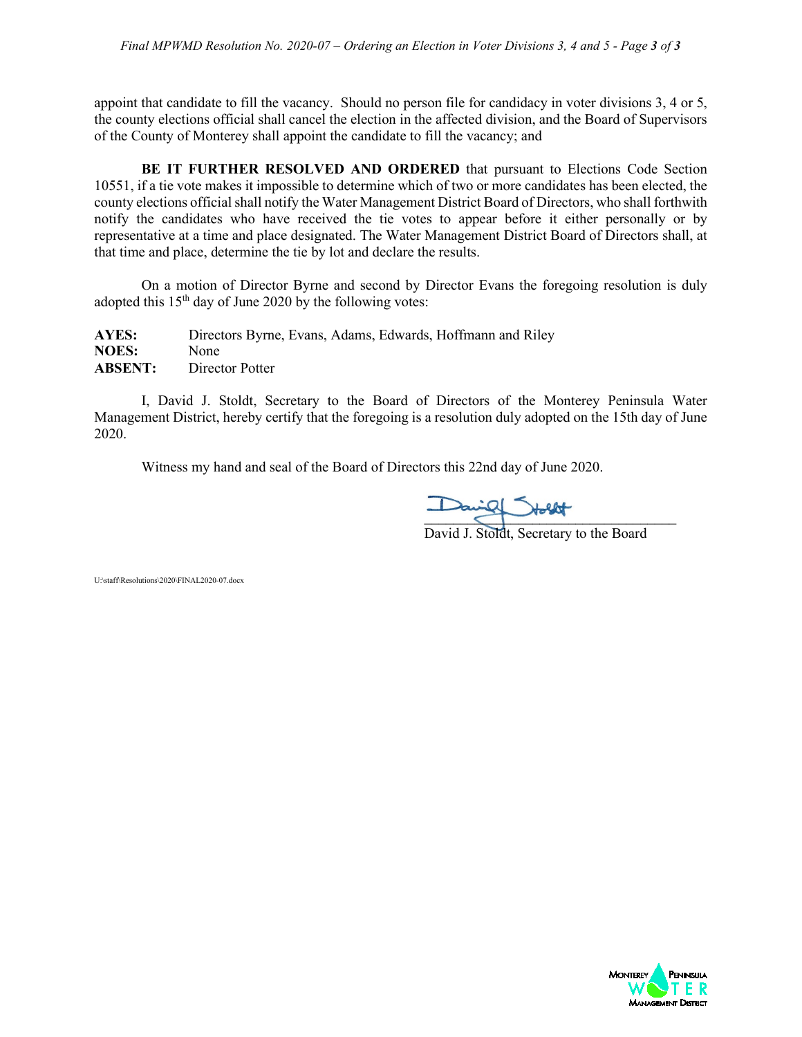appoint that candidate to fill the vacancy. Should no person file for candidacy in voter divisions 3, 4 or 5, the county elections official shall cancel the election in the affected division, and the Board of Supervisors of the County of Monterey shall appoint the candidate to fill the vacancy; and

**BE IT FURTHER RESOLVED AND ORDERED** that pursuant to Elections Code Section 10551, if a tie vote makes it impossible to determine which of two or more candidates has been elected, the county elections official shall notify the Water Management District Board of Directors, who shall forthwith notify the candidates who have received the tie votes to appear before it either personally or by representative at a time and place designated. The Water Management District Board of Directors shall, at that time and place, determine the tie by lot and declare the results.

On a motion of Director Byrne and second by Director Evans the foregoing resolution is duly adopted this 15th day of June 2020 by the following votes:

**AYES:** Directors Byrne, Evans, Adams, Edwards, Hoffmann and Riley
**NOES:** None
**ABSENT:** Director Potter

I, David J. Stoldt, Secretary to the Board of Directors of the Monterey Peninsula Water Management District, hereby certify that the foregoing is a resolution duly adopted on the 15th day of June 2020.

Witness my hand and seal of the Board of Directors this 22nd day of June 2020.

David J. Stoldt, Secretary to the Board

U:\staff\Resolutions\2020\FINAL2020-07.docx